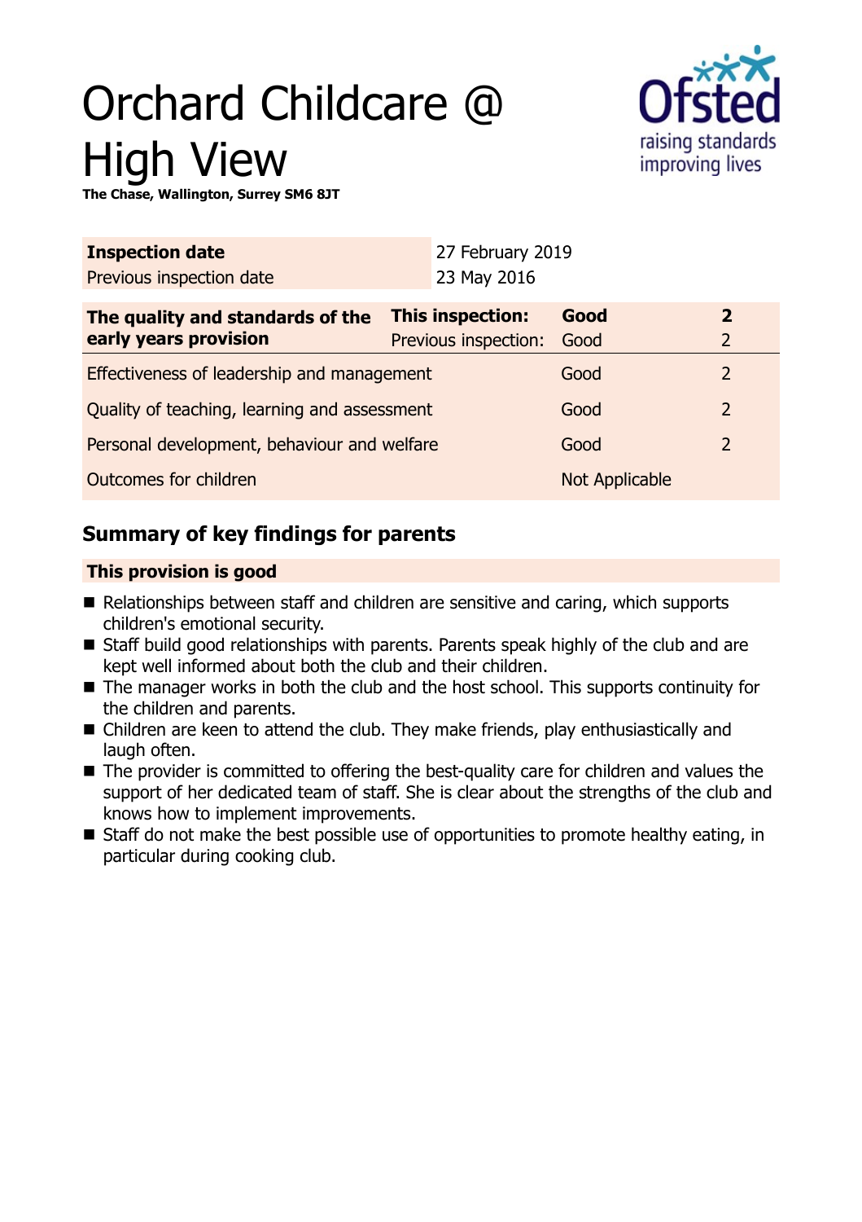# Orchard Childcare @ High View

**The Chase, Wallington, Surrey SM6 8JT**

| **Inspection date** | 27 February 2019 |
|---|---|
| Previous inspection date | 23 May 2016 |

| **The quality and standards of the early years provision** | **This inspection:** | **Good** | **2** |
|---|---|---|---|
| | Previous inspection: | Good | 2 |
| Effectiveness of leadership and management | | Good | 2 |
| Quality of teaching, learning and assessment | | Good | 2 |
| Personal development, behaviour and welfare | | Good | 2 |
| Outcomes for children | | Not Applicable | |

## Summary of key findings for parents

**This provision is good**

- Relationships between staff and children are sensitive and caring, which supports children's emotional security.
- Staff build good relationships with parents. Parents speak highly of the club and are kept well informed about both the club and their children.
- The manager works in both the club and the host school. This supports continuity for the children and parents.
- Children are keen to attend the club. They make friends, play enthusiastically and laugh often.
- The provider is committed to offering the best-quality care for children and values the support of her dedicated team of staff. She is clear about the strengths of the club and knows how to implement improvements.
- Staff do not make the best possible use of opportunities to promote healthy eating, in particular during cooking club.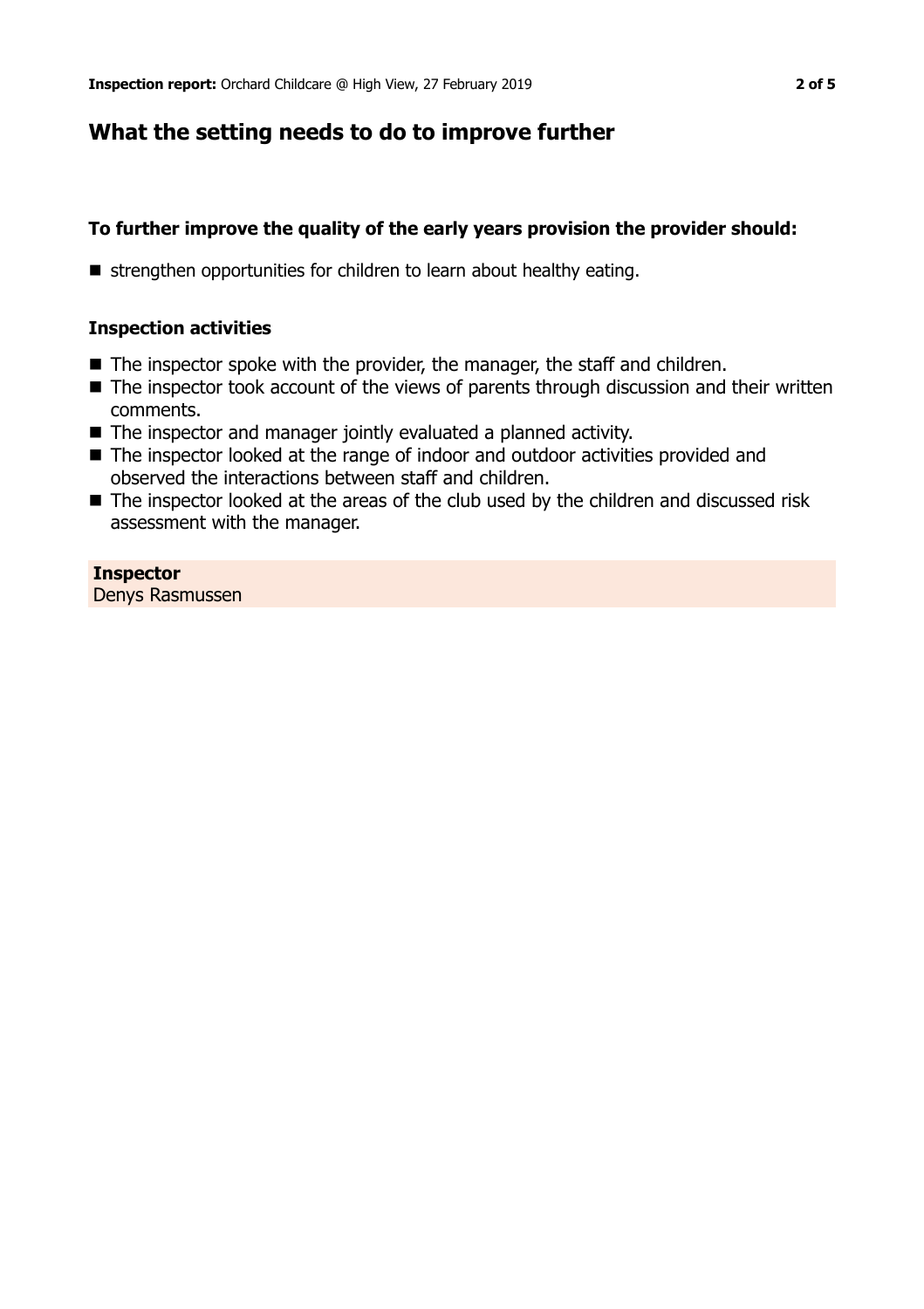## What the setting needs to do to improve further

### To further improve the quality of the early years provision the provider should:

- strengthen opportunities for children to learn about healthy eating.

### Inspection activities

- The inspector spoke with the provider, the manager, the staff and children.
- The inspector took account of the views of parents through discussion and their written comments.
- The inspector and manager jointly evaluated a planned activity.
- The inspector looked at the range of indoor and outdoor activities provided and observed the interactions between staff and children.
- The inspector looked at the areas of the club used by the children and discussed risk assessment with the manager.

**Inspector**
Denys Rasmussen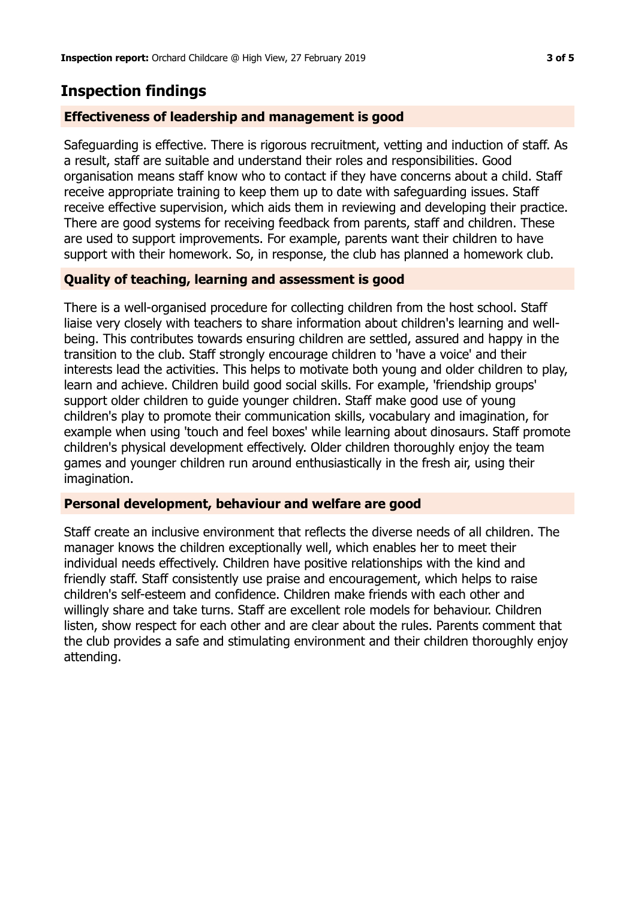## Inspection findings

### Effectiveness of leadership and management is good

Safeguarding is effective. There is rigorous recruitment, vetting and induction of staff. As a result, staff are suitable and understand their roles and responsibilities. Good organisation means staff know who to contact if they have concerns about a child. Staff receive appropriate training to keep them up to date with safeguarding issues. Staff receive effective supervision, which aids them in reviewing and developing their practice. There are good systems for receiving feedback from parents, staff and children. These are used to support improvements. For example, parents want their children to have support with their homework. So, in response, the club has planned a homework club.

### Quality of teaching, learning and assessment is good

There is a well-organised procedure for collecting children from the host school. Staff liaise very closely with teachers to share information about children's learning and well-being. This contributes towards ensuring children are settled, assured and happy in the transition to the club. Staff strongly encourage children to 'have a voice' and their interests lead the activities. This helps to motivate both young and older children to play, learn and achieve. Children build good social skills. For example, 'friendship groups' support older children to guide younger children. Staff make good use of young children's play to promote their communication skills, vocabulary and imagination, for example when using 'touch and feel boxes' while learning about dinosaurs. Staff promote children's physical development effectively. Older children thoroughly enjoy the team games and younger children run around enthusiastically in the fresh air, using their imagination.

### Personal development, behaviour and welfare are good

Staff create an inclusive environment that reflects the diverse needs of all children. The manager knows the children exceptionally well, which enables her to meet their individual needs effectively. Children have positive relationships with the kind and friendly staff. Staff consistently use praise and encouragement, which helps to raise children's self-esteem and confidence. Children make friends with each other and willingly share and take turns. Staff are excellent role models for behaviour. Children listen, show respect for each other and are clear about the rules. Parents comment that the club provides a safe and stimulating environment and their children thoroughly enjoy attending.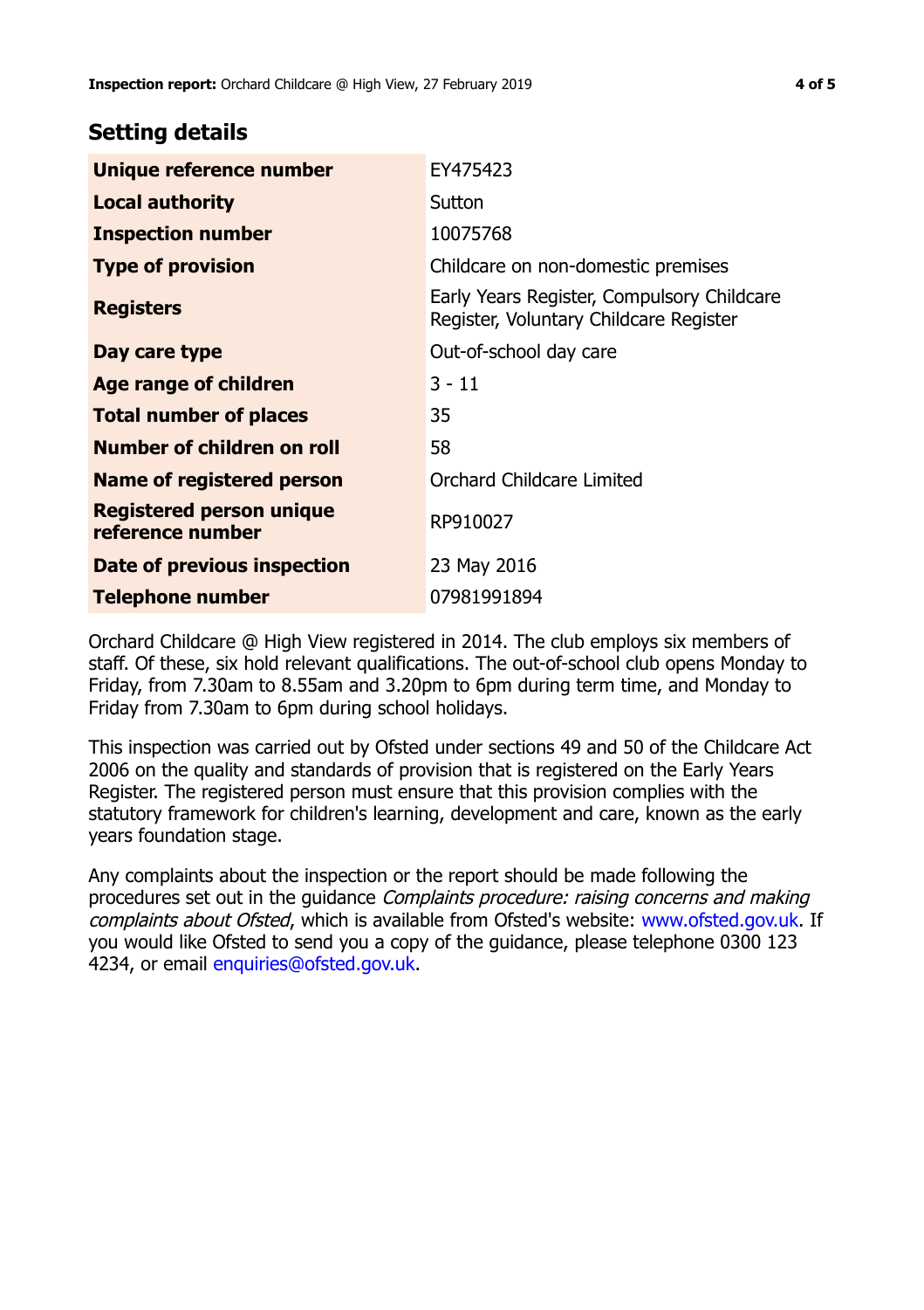## Setting details

| | |
|---|---|
| **Unique reference number** | EY475423 |
| **Local authority** | Sutton |
| **Inspection number** | 10075768 |
| **Type of provision** | Childcare on non-domestic premises |
| **Registers** | Early Years Register, Compulsory Childcare Register, Voluntary Childcare Register |
| **Day care type** | Out-of-school day care |
| **Age range of children** | 3 - 11 |
| **Total number of places** | 35 |
| **Number of children on roll** | 58 |
| **Name of registered person** | Orchard Childcare Limited |
| **Registered person unique reference number** | RP910027 |
| **Date of previous inspection** | 23 May 2016 |
| **Telephone number** | 07981991894 |

Orchard Childcare @ High View registered in 2014. The club employs six members of staff. Of these, six hold relevant qualifications. The out-of-school club opens Monday to Friday, from 7.30am to 8.55am and 3.20pm to 6pm during term time, and Monday to Friday from 7.30am to 6pm during school holidays.

This inspection was carried out by Ofsted under sections 49 and 50 of the Childcare Act 2006 on the quality and standards of provision that is registered on the Early Years Register. The registered person must ensure that this provision complies with the statutory framework for children's learning, development and care, known as the early years foundation stage.

Any complaints about the inspection or the report should be made following the procedures set out in the guidance *Complaints procedure: raising concerns and making complaints about Ofsted*, which is available from Ofsted's website: www.ofsted.gov.uk. If you would like Ofsted to send you a copy of the guidance, please telephone 0300 123 4234, or email enquiries@ofsted.gov.uk.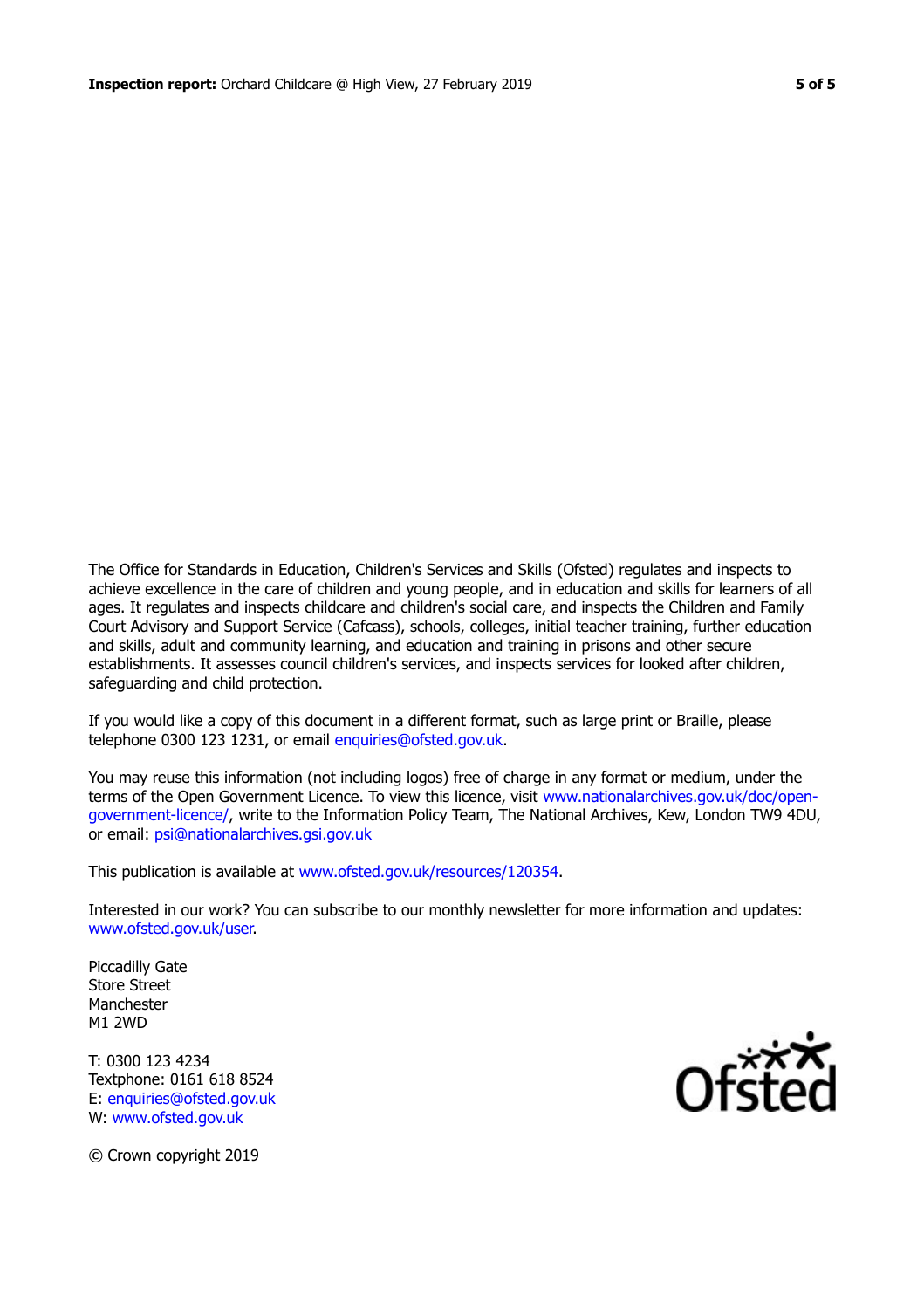The Office for Standards in Education, Children's Services and Skills (Ofsted) regulates and inspects to achieve excellence in the care of children and young people, and in education and skills for learners of all ages. It regulates and inspects childcare and children's social care, and inspects the Children and Family Court Advisory and Support Service (Cafcass), schools, colleges, initial teacher training, further education and skills, adult and community learning, and education and training in prisons and other secure establishments. It assesses council children's services, and inspects services for looked after children, safeguarding and child protection.

If you would like a copy of this document in a different format, such as large print or Braille, please telephone 0300 123 1231, or email enquiries@ofsted.gov.uk.

You may reuse this information (not including logos) free of charge in any format or medium, under the terms of the Open Government Licence. To view this licence, visit www.nationalarchives.gov.uk/doc/open-government-licence/, write to the Information Policy Team, The National Archives, Kew, London TW9 4DU, or email: psi@nationalarchives.gsi.gov.uk

This publication is available at www.ofsted.gov.uk/resources/120354.

Interested in our work? You can subscribe to our monthly newsletter for more information and updates: www.ofsted.gov.uk/user.

Piccadilly Gate
Store Street
Manchester
M1 2WD

T: 0300 123 4234
Textphone: 0161 618 8524
E: enquiries@ofsted.gov.uk
W: www.ofsted.gov.uk

© Crown copyright 2019